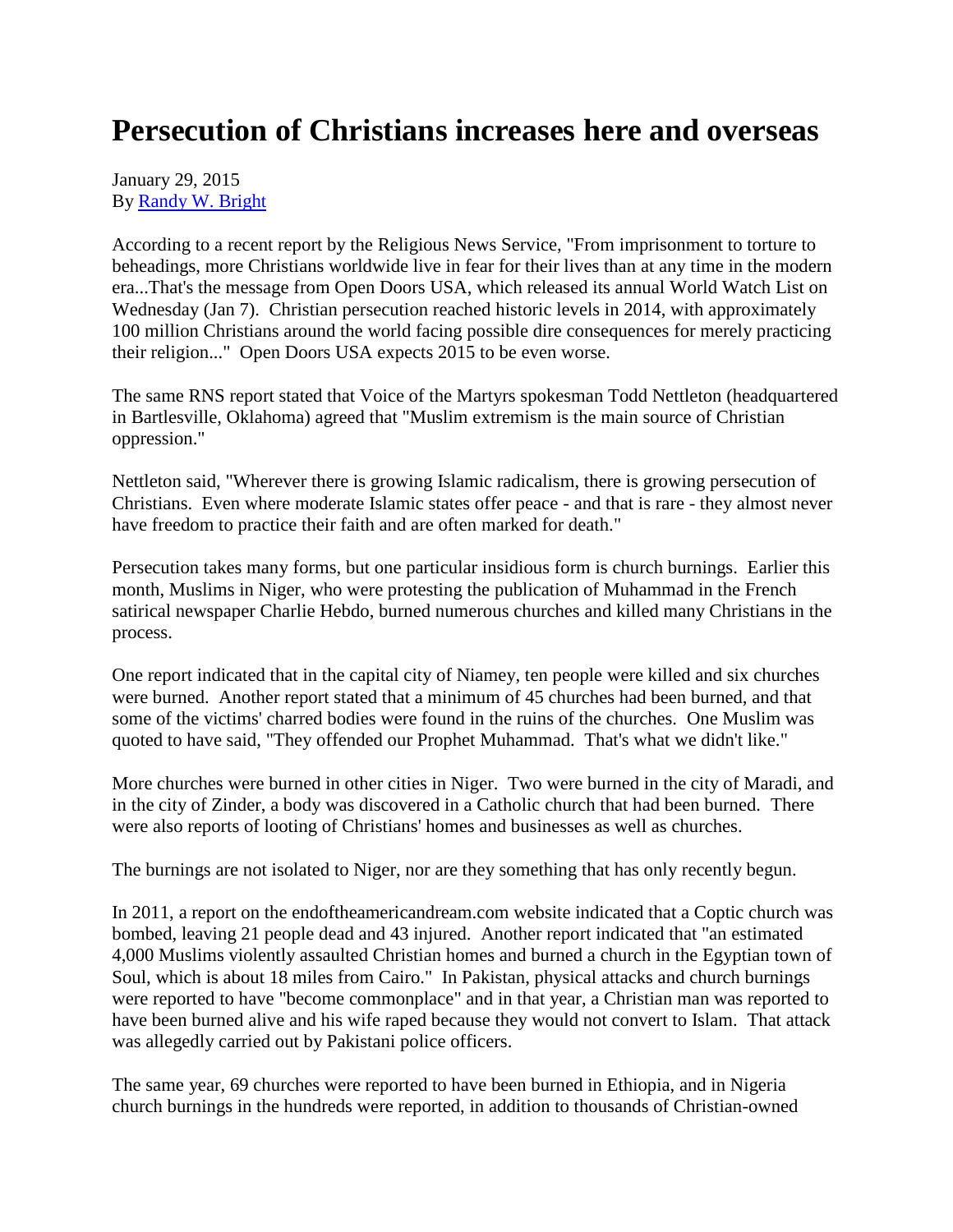# Persecution of Christians increases here and overseas

January 29, 2015
By [Randy W. Bright]

According to a recent report by the Religious News Service, "From imprisonment to torture to beheadings, more Christians worldwide live in fear for their lives than at any time in the modern era...That's the message from Open Doors USA, which released its annual World Watch List on Wednesday (Jan 7). Christian persecution reached historic levels in 2014, with approximately 100 million Christians around the world facing possible dire consequences for merely practicing their religion..." Open Doors USA expects 2015 to be even worse.

The same RNS report stated that Voice of the Martyrs spokesman Todd Nettleton (headquartered in Bartlesville, Oklahoma) agreed that "Muslim extremism is the main source of Christian oppression."

Nettleton said, "Wherever there is growing Islamic radicalism, there is growing persecution of Christians. Even where moderate Islamic states offer peace - and that is rare - they almost never have freedom to practice their faith and are often marked for death."

Persecution takes many forms, but one particular insidious form is church burnings. Earlier this month, Muslims in Niger, who were protesting the publication of Muhammad in the French satirical newspaper Charlie Hebdo, burned numerous churches and killed many Christians in the process.

One report indicated that in the capital city of Niamey, ten people were killed and six churches were burned. Another report stated that a minimum of 45 churches had been burned, and that some of the victims' charred bodies were found in the ruins of the churches. One Muslim was quoted to have said, "They offended our Prophet Muhammad. That's what we didn't like."

More churches were burned in other cities in Niger. Two were burned in the city of Maradi, and in the city of Zinder, a body was discovered in a Catholic church that had been burned. There were also reports of looting of Christians' homes and businesses as well as churches.

The burnings are not isolated to Niger, nor are they something that has only recently begun.

In 2011, a report on the endoftheamericandream.com website indicated that a Coptic church was bombed, leaving 21 people dead and 43 injured. Another report indicated that "an estimated 4,000 Muslims violently assaulted Christian homes and burned a church in the Egyptian town of Soul, which is about 18 miles from Cairo." In Pakistan, physical attacks and church burnings were reported to have "become commonplace" and in that year, a Christian man was reported to have been burned alive and his wife raped because they would not convert to Islam. That attack was allegedly carried out by Pakistani police officers.

The same year, 69 churches were reported to have been burned in Ethiopia, and in Nigeria church burnings in the hundreds were reported, in addition to thousands of Christian-owned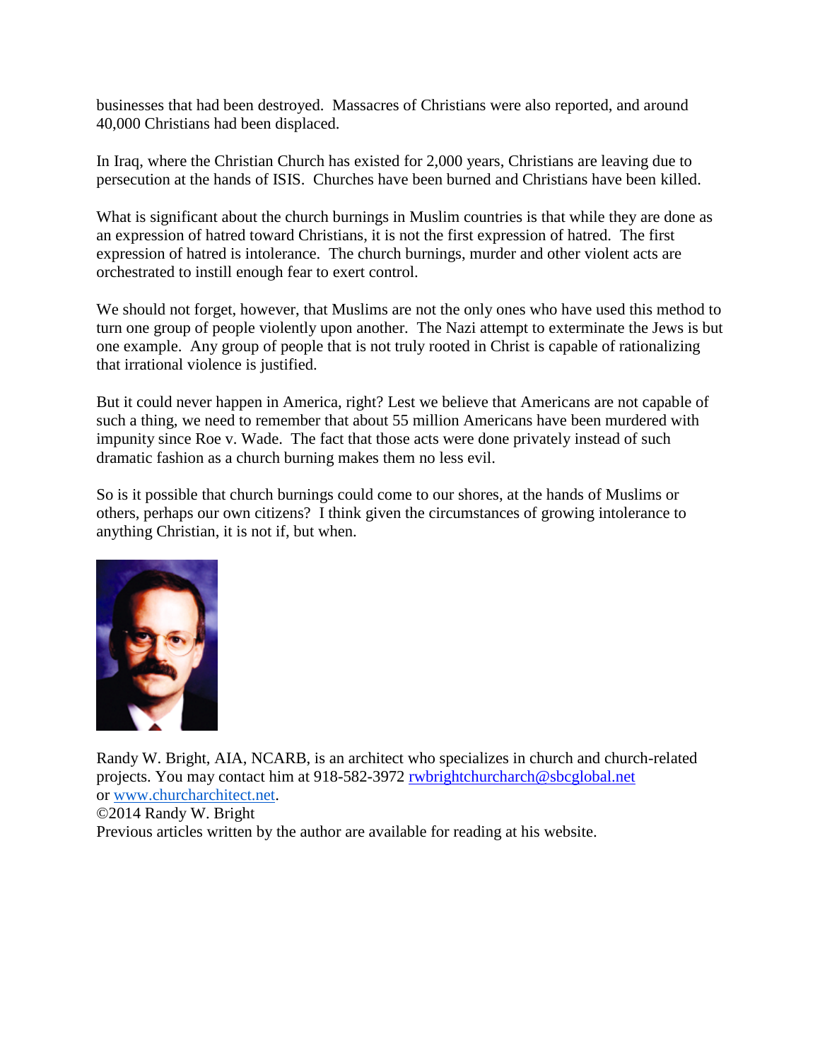businesses that had been destroyed. Massacres of Christians were also reported, and around 40,000 Christians had been displaced.

In Iraq, where the Christian Church has existed for 2,000 years, Christians are leaving due to persecution at the hands of ISIS. Churches have been burned and Christians have been killed.

What is significant about the church burnings in Muslim countries is that while they are done as an expression of hatred toward Christians, it is not the first expression of hatred. The first expression of hatred is intolerance. The church burnings, murder and other violent acts are orchestrated to instill enough fear to exert control.

We should not forget, however, that Muslims are not the only ones who have used this method to turn one group of people violently upon another. The Nazi attempt to exterminate the Jews is but one example. Any group of people that is not truly rooted in Christ is capable of rationalizing that irrational violence is justified.

But it could never happen in America, right? Lest we believe that Americans are not capable of such a thing, we need to remember that about 55 million Americans have been murdered with impunity since Roe v. Wade. The fact that those acts were done privately instead of such dramatic fashion as a church burning makes them no less evil.

So is it possible that church burnings could come to our shores, at the hands of Muslims or others, perhaps our own citizens? I think given the circumstances of growing intolerance to anything Christian, it is not if, but when.

Randy W. Bright, AIA, NCARB, is an architect who specializes in church and church-related projects. You may contact him at 918-582-3972 [rwbrightchurcharch@sbcglobal.net](mailto:rwbrightchurcharch@sbcglobal.net) or [www.churcharchitect.net](http://www.churcharchitect.net).
©2014 Randy W. Bright
Previous articles written by the author are available for reading at his website.